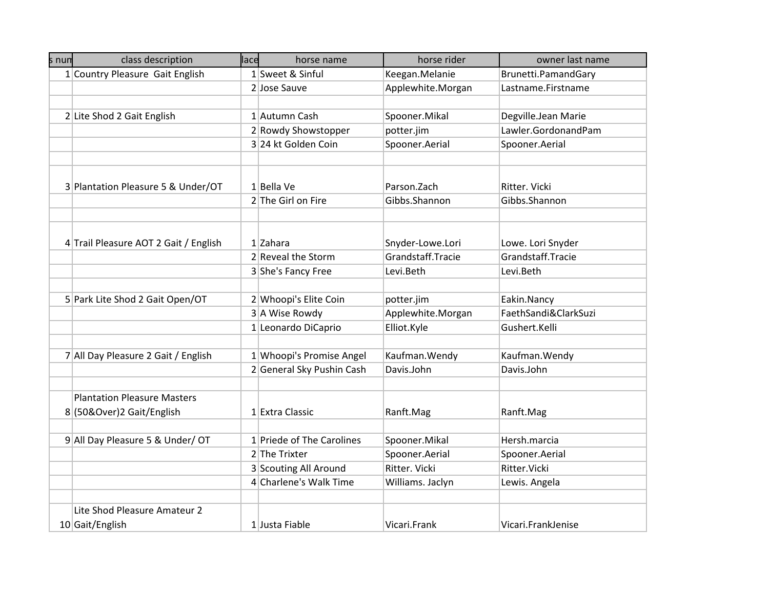| s num | class description | lace | horse name | horse rider | owner last name |
|---|---|---|---|---|---|
| 1 | Country Pleasure Gait English | 1 | Sweet & Sinful | Keegan.Melanie | Brunetti.PamandGary |
| | | 2 | Jose Sauve | Applewhite.Morgan | Lastname.Firstname |
| | | | | | |
| 2 | Lite Shod 2 Gait English | 1 | Autumn Cash | Spooner.Mikal | Degville.Jean Marie |
| | | 2 | Rowdy Showstopper | potter.jim | Lawler.GordonandPam |
| | | 3 | 24 kt Golden Coin | Spooner.Aerial | Spooner.Aerial |
| | | | | | |
| 3 | Plantation Pleasure 5 & Under/OT | 1 | Bella Ve | Parson.Zach | Ritter. Vicki |
| | | 2 | The Girl on Fire | Gibbs.Shannon | Gibbs.Shannon |
| | | | | | |
| 4 | Trail Pleasure AOT 2 Gait / English | 1 | Zahara | Snyder-Lowe.Lori | Lowe. Lori Snyder |
| | | 2 | Reveal the Storm | Grandstaff.Tracie | Grandstaff.Tracie |
| | | 3 | She's Fancy Free | Levi.Beth | Levi.Beth |
| | | | | | |
| 5 | Park Lite Shod 2 Gait Open/OT | 2 | Whoopi's Elite Coin | potter.jim | Eakin.Nancy |
| | | 3 | A Wise Rowdy | Applewhite.Morgan | FaethSandi&ClarkSuzi |
| | | 1 | Leonardo DiCaprio | Elliot.Kyle | Gushert.Kelli |
| | | | | | |
| 7 | All Day Pleasure 2 Gait / English | 1 | Whoopi's Promise Angel | Kaufman.Wendy | Kaufman.Wendy |
| | | 2 | General Sky Pushin Cash | Davis.John | Davis.John |
| | | | | | |
| 8 | Plantation Pleasure Masters (50&Over)2 Gait/English | 1 | Extra Classic | Ranft.Mag | Ranft.Mag |
| | | | | | |
| 9 | All Day Pleasure 5 & Under/ OT | 1 | Priede of The Carolines | Spooner.Mikal | Hersh.marcia |
| | | 2 | The Trixter | Spooner.Aerial | Spooner.Aerial |
| | | 3 | Scouting All Around | Ritter. Vicki | Ritter.Vicki |
| | | 4 | Charlene's Walk Time | Williams. Jaclyn | Lewis. Angela |
| | | | | | |
| 10 | Lite Shod Pleasure Amateur 2 Gait/English | 1 | Justa Fiable | Vicari.Frank | Vicari.FrankJenise |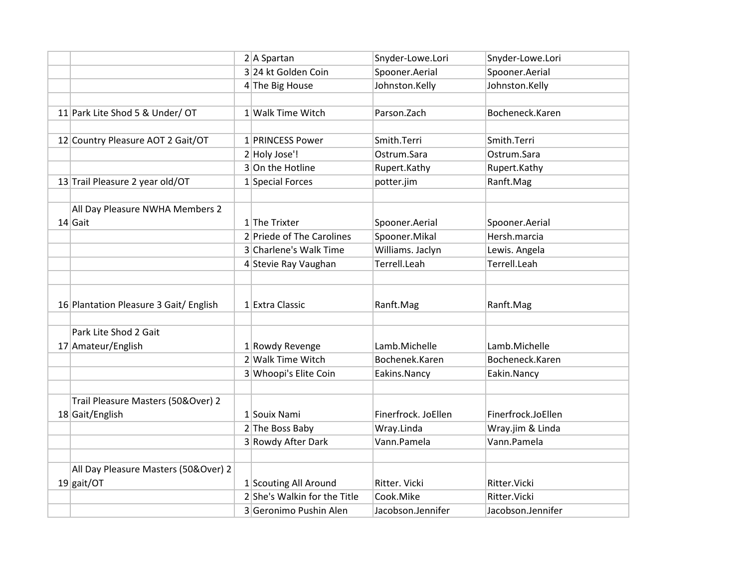| | | | | | |
|---|---|---|---|---|---|
| | | 2 | A Spartan | Snyder-Lowe.Lori | Snyder-Lowe.Lori |
| | | 3 | 24 kt Golden Coin | Spooner.Aerial | Spooner.Aerial |
| | | 4 | The Big House | Johnston.Kelly | Johnston.Kelly |
| | | | | | |
| 11 | Park Lite Shod 5 & Under/ OT | 1 | Walk Time Witch | Parson.Zach | Bocheneck.Karen |
| | | | | | |
| 12 | Country Pleasure AOT 2 Gait/OT | 1 | PRINCESS Power | Smith.Terri | Smith.Terri |
| | | 2 | Holy Jose'! | Ostrum.Sara | Ostrum.Sara |
| | | 3 | On the Hotline | Rupert.Kathy | Rupert.Kathy |
| 13 | Trail Pleasure 2 year old/OT | 1 | Special Forces | potter.jim | Ranft.Mag |
| | | | | | |
| 14 | All Day Pleasure NWHA Members 2 Gait | 1 | The Trixter | Spooner.Aerial | Spooner.Aerial |
| | | 2 | Priede of The Carolines | Spooner.Mikal | Hersh.marcia |
| | | 3 | Charlene's Walk Time | Williams. Jaclyn | Lewis. Angela |
| | | 4 | Stevie Ray Vaughan | Terrell.Leah | Terrell.Leah |
| | | | | | |
| 16 | Plantation Pleasure 3 Gait/ English | 1 | Extra Classic | Ranft.Mag | Ranft.Mag |
| | | | | | |
| 17 | Park Lite Shod 2 Gait Amateur/English | 1 | Rowdy Revenge | Lamb.Michelle | Lamb.Michelle |
| | | 2 | Walk Time Witch | Bochenek.Karen | Bocheneck.Karen |
| | | 3 | Whoopi's Elite Coin | Eakins.Nancy | Eakin.Nancy |
| | | | | | |
| 18 | Trail Pleasure Masters (50&Over) 2 Gait/English | 1 | Souix Nami | Finerfrock. JoEllen | Finerfrock.JoEllen |
| | | 2 | The Boss Baby | Wray.Linda | Wray.jim & Linda |
| | | 3 | Rowdy After Dark | Vann.Pamela | Vann.Pamela |
| | | | | | |
| 19 | All Day Pleasure Masters (50&Over) 2 gait/OT | 1 | Scouting All Around | Ritter. Vicki | Ritter.Vicki |
| | | 2 | She's Walkin for the Title | Cook.Mike | Ritter.Vicki |
| | | 3 | Geronimo Pushin Alen | Jacobson.Jennifer | Jacobson.Jennifer |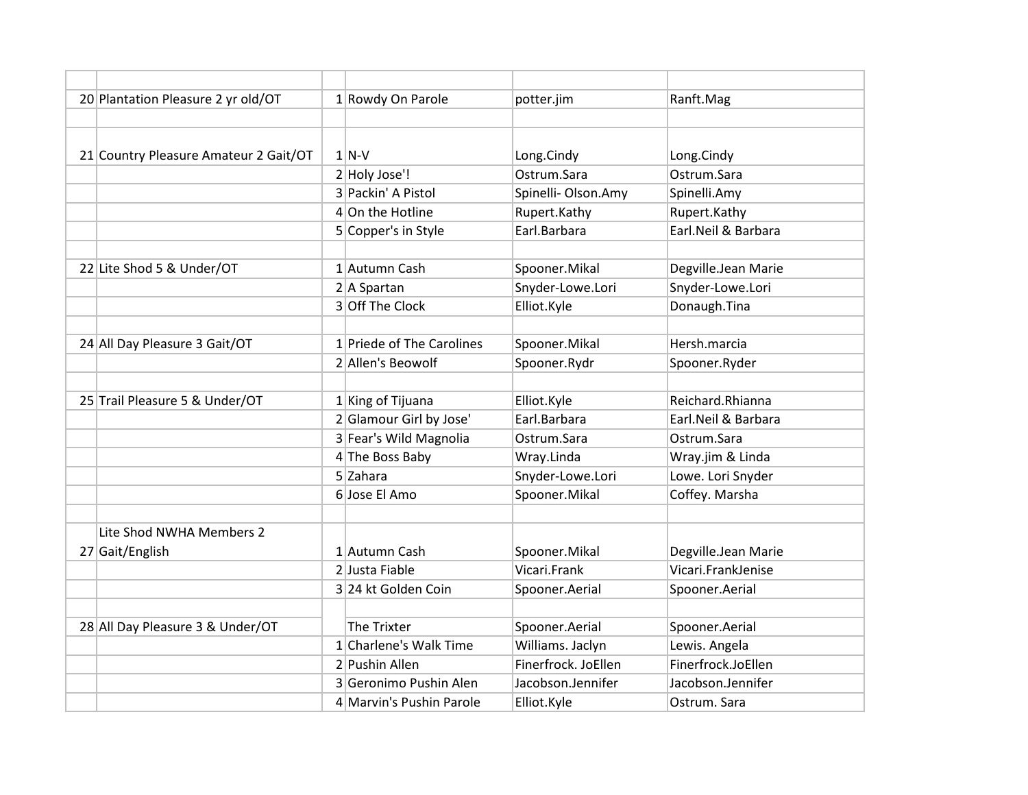| | | | | | |
|---|---|---|---|---|---|
| 20 | Plantation Pleasure 2 yr old/OT | 1 | Rowdy On Parole | potter.jim | Ranft.Mag |
| | | | | | |
| 21 | Country Pleasure Amateur 2 Gait/OT | 1 | N-V | Long.Cindy | Long.Cindy |
| | | 2 | Holy Jose'! | Ostrum.Sara | Ostrum.Sara |
| | | 3 | Packin' A Pistol | Spinelli- Olson.Amy | Spinelli.Amy |
| | | 4 | On the Hotline | Rupert.Kathy | Rupert.Kathy |
| | | 5 | Copper's in Style | Earl.Barbara | Earl.Neil & Barbara |
| | | | | | |
| 22 | Lite Shod 5 & Under/OT | 1 | Autumn Cash | Spooner.Mikal | Degville.Jean Marie |
| | | 2 | A Spartan | Snyder-Lowe.Lori | Snyder-Lowe.Lori |
| | | 3 | Off The Clock | Elliot.Kyle | Donaugh.Tina |
| | | | | | |
| 24 | All Day Pleasure 3 Gait/OT | 1 | Priede of The Carolines | Spooner.Mikal | Hersh.marcia |
| | | 2 | Allen's Beowolf | Spooner.Rydr | Spooner.Ryder |
| | | | | | |
| 25 | Trail Pleasure 5 & Under/OT | 1 | King of Tijuana | Elliot.Kyle | Reichard.Rhianna |
| | | 2 | Glamour Girl by Jose' | Earl.Barbara | Earl.Neil & Barbara |
| | | 3 | Fear's Wild Magnolia | Ostrum.Sara | Ostrum.Sara |
| | | 4 | The Boss Baby | Wray.Linda | Wray.jim & Linda |
| | | 5 | Zahara | Snyder-Lowe.Lori | Lowe. Lori Snyder |
| | | 6 | Jose El Amo | Spooner.Mikal | Coffey. Marsha |
| | | | | | |
| 27 | Lite Shod NWHA Members 2 Gait/English | 1 | Autumn Cash | Spooner.Mikal | Degville.Jean Marie |
| | | 2 | Justa Fiable | Vicari.Frank | Vicari.FrankJenise |
| | | 3 | 24 kt Golden Coin | Spooner.Aerial | Spooner.Aerial |
| | | | | | |
| 28 | All Day Pleasure 3 & Under/OT | | The Trixter | Spooner.Aerial | Spooner.Aerial |
| | | 1 | Charlene's Walk Time | Williams. Jaclyn | Lewis. Angela |
| | | 2 | Pushin Allen | Finerfrock. JoEllen | Finerfrock.JoEllen |
| | | 3 | Geronimo Pushin Alen | Jacobson.Jennifer | Jacobson.Jennifer |
| | | 4 | Marvin's Pushin Parole | Elliot.Kyle | Ostrum. Sara |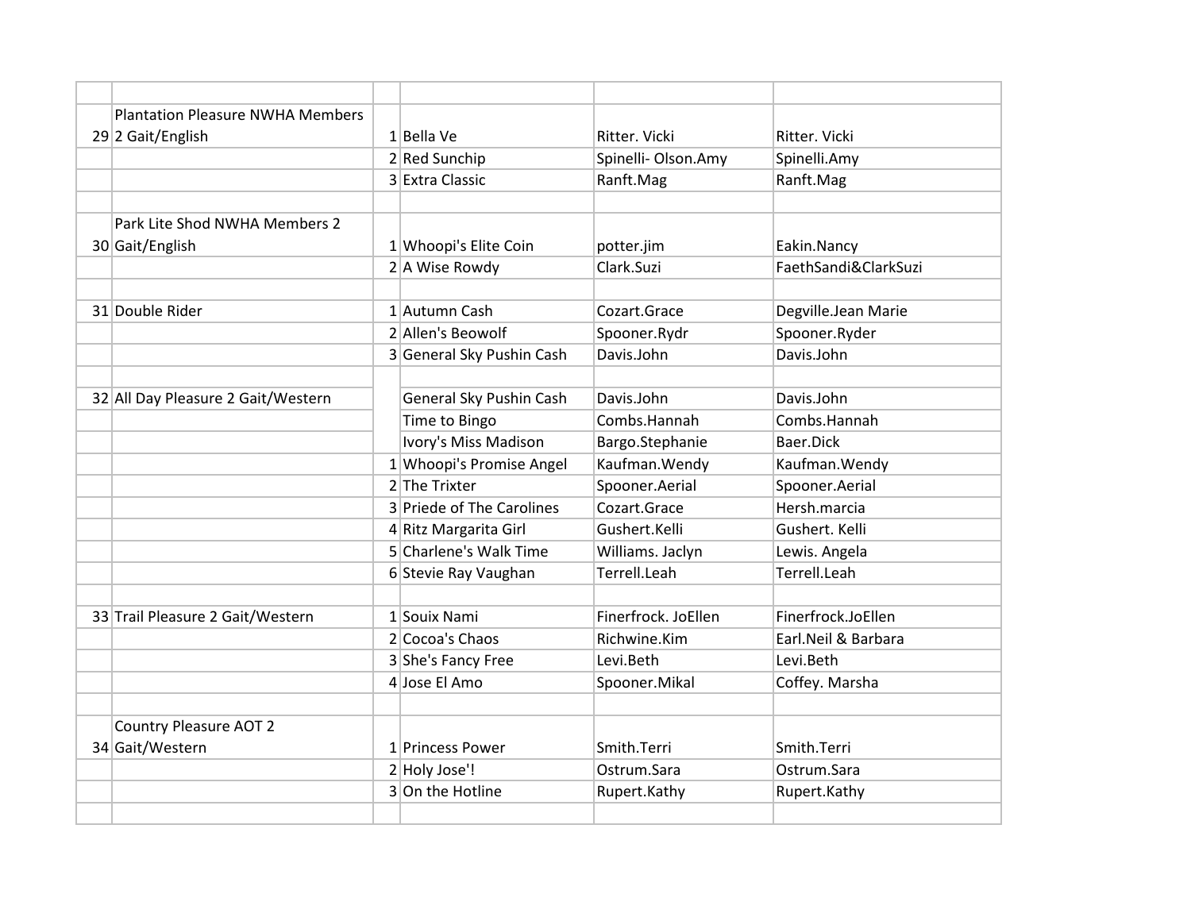| | | | | | |
|---|---|---|---|---|---|
| 29 | Plantation Pleasure NWHA Members 2 Gait/English | 1 | Bella Ve | Ritter. Vicki | Ritter. Vicki |
| | | 2 | Red Sunchip | Spinelli- Olson.Amy | Spinelli.Amy |
| | | 3 | Extra Classic | Ranft.Mag | Ranft.Mag |
| | | | | | |
| 30 | Park Lite Shod NWHA Members 2 Gait/English | 1 | Whoopi's Elite Coin | potter.jim | Eakin.Nancy |
| | | 2 | A Wise Rowdy | Clark.Suzi | FaethSandi&ClarkSuzi |
| | | | | | |
| 31 | Double Rider | 1 | Autumn Cash | Cozart.Grace | Degville.Jean Marie |
| | | 2 | Allen's Beowolf | Spooner.Rydr | Spooner.Ryder |
| | | 3 | General Sky Pushin Cash | Davis.John | Davis.John |
| | | | | | |
| 32 | All Day Pleasure 2 Gait/Western | | General Sky Pushin Cash | Davis.John | Davis.John |
| | | | Time to Bingo | Combs.Hannah | Combs.Hannah |
| | | | Ivory's Miss Madison | Bargo.Stephanie | Baer.Dick |
| | | 1 | Whoopi's Promise Angel | Kaufman.Wendy | Kaufman.Wendy |
| | | 2 | The Trixter | Spooner.Aerial | Spooner.Aerial |
| | | 3 | Priede of The Carolines | Cozart.Grace | Hersh.marcia |
| | | 4 | Ritz Margarita Girl | Gushert.Kelli | Gushert. Kelli |
| | | 5 | Charlene's Walk Time | Williams. Jaclyn | Lewis. Angela |
| | | 6 | Stevie Ray Vaughan | Terrell.Leah | Terrell.Leah |
| | | | | | |
| 33 | Trail Pleasure 2 Gait/Western | 1 | Souix Nami | Finerfrock. JoEllen | Finerfrock.JoEllen |
| | | 2 | Cocoa's Chaos | Richwine.Kim | Earl.Neil & Barbara |
| | | 3 | She's Fancy Free | Levi.Beth | Levi.Beth |
| | | 4 | Jose El Amo | Spooner.Mikal | Coffey. Marsha |
| | | | | | |
| 34 | Country Pleasure AOT 2 Gait/Western | 1 | Princess Power | Smith.Terri | Smith.Terri |
| | | 2 | Holy Jose'! | Ostrum.Sara | Ostrum.Sara |
| | | 3 | On the Hotline | Rupert.Kathy | Rupert.Kathy |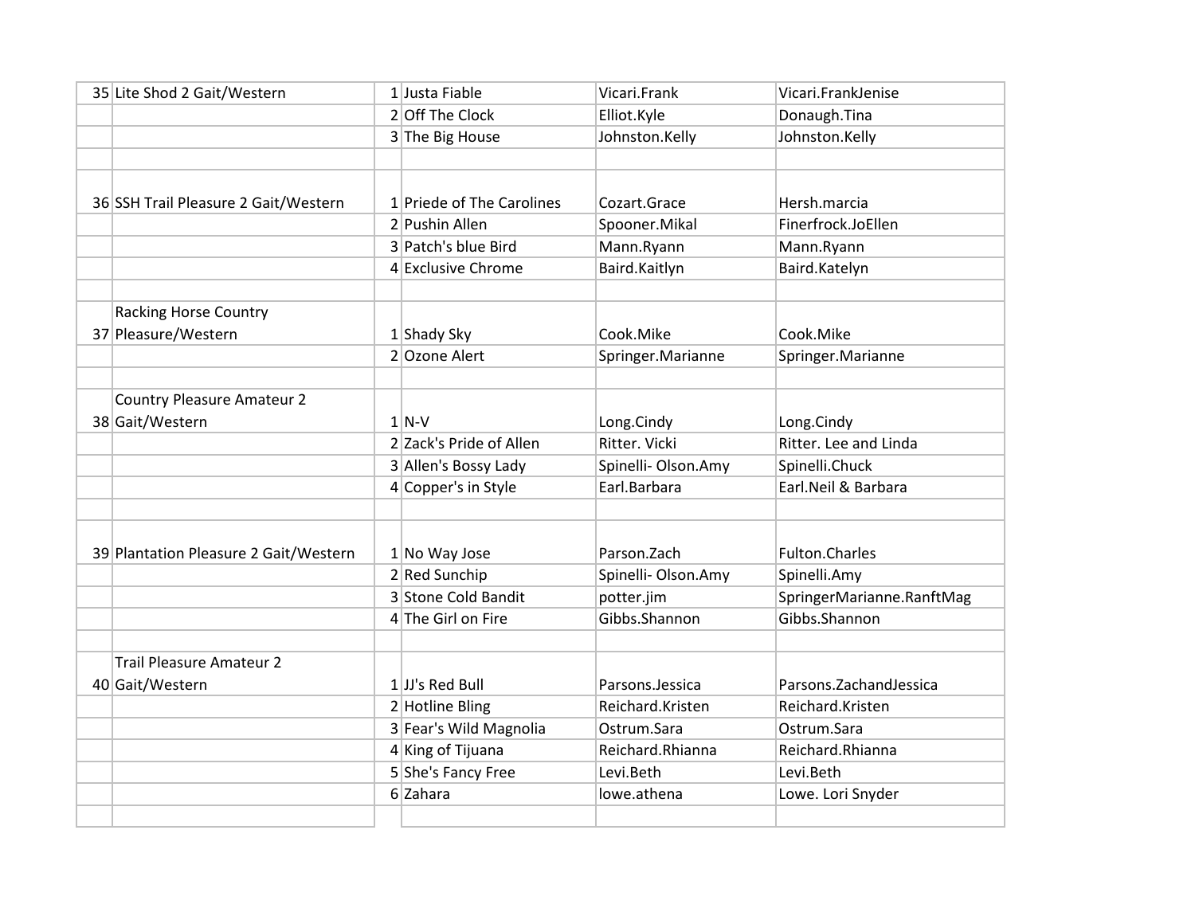| | | | | | |
|---|---|---|---|---|---|
| 35 | Lite Shod 2 Gait/Western | 1 | Justa Fiable | Vicari.Frank | Vicari.FrankJenise |
| | | 2 | Off The Clock | Elliot.Kyle | Donaugh.Tina |
| | | 3 | The Big House | Johnston.Kelly | Johnston.Kelly |
| | | | | | |
| 36 | SSH Trail Pleasure 2 Gait/Western | 1 | Priede of The Carolines | Cozart.Grace | Hersh.marcia |
| | | 2 | Pushin Allen | Spooner.Mikal | Finerfrock.JoEllen |
| | | 3 | Patch's blue Bird | Mann.Ryann | Mann.Ryann |
| | | 4 | Exclusive Chrome | Baird.Kaitlyn | Baird.Katelyn |
| | | | | | |
| 37 | Racking Horse Country Pleasure/Western | 1 | Shady Sky | Cook.Mike | Cook.Mike |
| | | 2 | Ozone Alert | Springer.Marianne | Springer.Marianne |
| | | | | | |
| 38 | Country Pleasure Amateur 2 Gait/Western | 1 | N-V | Long.Cindy | Long.Cindy |
| | | 2 | Zack's Pride of Allen | Ritter. Vicki | Ritter. Lee and Linda |
| | | 3 | Allen's Bossy Lady | Spinelli- Olson.Amy | Spinelli.Chuck |
| | | 4 | Copper's in Style | Earl.Barbara | Earl.Neil & Barbara |
| | | | | | |
| 39 | Plantation Pleasure 2 Gait/Western | 1 | No Way Jose | Parson.Zach | Fulton.Charles |
| | | 2 | Red Sunchip | Spinelli- Olson.Amy | Spinelli.Amy |
| | | 3 | Stone Cold Bandit | potter.jim | SpringerMarianne.RanftMag |
| | | 4 | The Girl on Fire | Gibbs.Shannon | Gibbs.Shannon |
| | | | | | |
| 40 | Trail Pleasure Amateur 2 Gait/Western | 1 | JJ's Red Bull | Parsons.Jessica | Parsons.ZachandJessica |
| | | 2 | Hotline Bling | Reichard.Kristen | Reichard.Kristen |
| | | 3 | Fear's Wild Magnolia | Ostrum.Sara | Ostrum.Sara |
| | | 4 | King of Tijuana | Reichard.Rhianna | Reichard.Rhianna |
| | | 5 | She's Fancy Free | Levi.Beth | Levi.Beth |
| | | 6 | Zahara | lowe.athena | Lowe. Lori Snyder |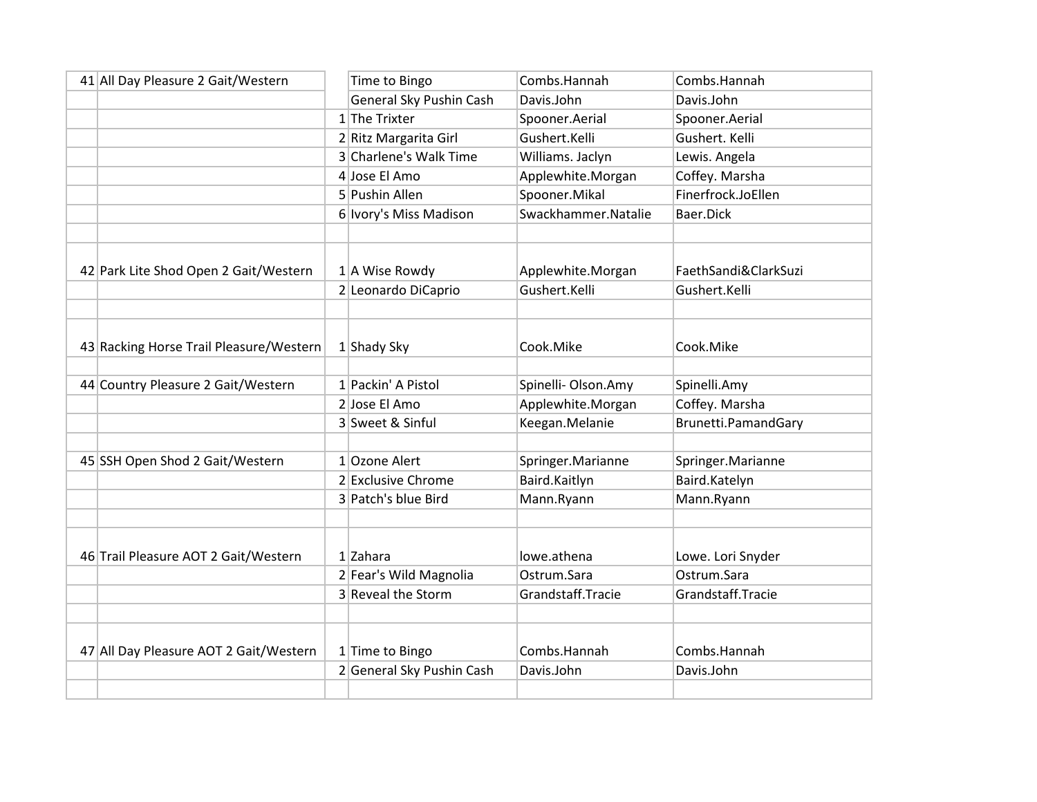| | | | | | |
|---|---|---|---|---|---|
| 41 | All Day Pleasure 2 Gait/Western | | Time to Bingo | Combs.Hannah | Combs.Hannah |
| | | | General Sky Pushin Cash | Davis.John | Davis.John |
| | | 1 | The Trixter | Spooner.Aerial | Spooner.Aerial |
| | | 2 | Ritz Margarita Girl | Gushert.Kelli | Gushert. Kelli |
| | | 3 | Charlene's Walk Time | Williams. Jaclyn | Lewis. Angela |
| | | 4 | Jose El Amo | Applewhite.Morgan | Coffey. Marsha |
| | | 5 | Pushin Allen | Spooner.Mikal | Finerfrock.JoEllen |
| | | 6 | Ivory's Miss Madison | Swackhammer.Natalie | Baer.Dick |
| | | | | | |
| 42 | Park Lite Shod Open 2 Gait/Western | 1 | A Wise Rowdy | Applewhite.Morgan | FaethSandi&ClarkSuzi |
| | | 2 | Leonardo DiCaprio | Gushert.Kelli | Gushert.Kelli |
| | | | | | |
| 43 | Racking Horse Trail Pleasure/Western | 1 | Shady Sky | Cook.Mike | Cook.Mike |
| | | | | | |
| 44 | Country Pleasure 2 Gait/Western | 1 | Packin' A Pistol | Spinelli- Olson.Amy | Spinelli.Amy |
| | | 2 | Jose El Amo | Applewhite.Morgan | Coffey. Marsha |
| | | 3 | Sweet & Sinful | Keegan.Melanie | Brunetti.PamandGary |
| | | | | | |
| 45 | SSH Open Shod 2 Gait/Western | 1 | Ozone Alert | Springer.Marianne | Springer.Marianne |
| | | 2 | Exclusive Chrome | Baird.Kaitlyn | Baird.Katelyn |
| | | 3 | Patch's blue Bird | Mann.Ryann | Mann.Ryann |
| | | | | | |
| 46 | Trail Pleasure AOT 2 Gait/Western | 1 | Zahara | lowe.athena | Lowe. Lori Snyder |
| | | 2 | Fear's Wild Magnolia | Ostrum.Sara | Ostrum.Sara |
| | | 3 | Reveal the Storm | Grandstaff.Tracie | Grandstaff.Tracie |
| | | | | | |
| 47 | All Day Pleasure AOT 2 Gait/Western | 1 | Time to Bingo | Combs.Hannah | Combs.Hannah |
| | | 2 | General Sky Pushin Cash | Davis.John | Davis.John |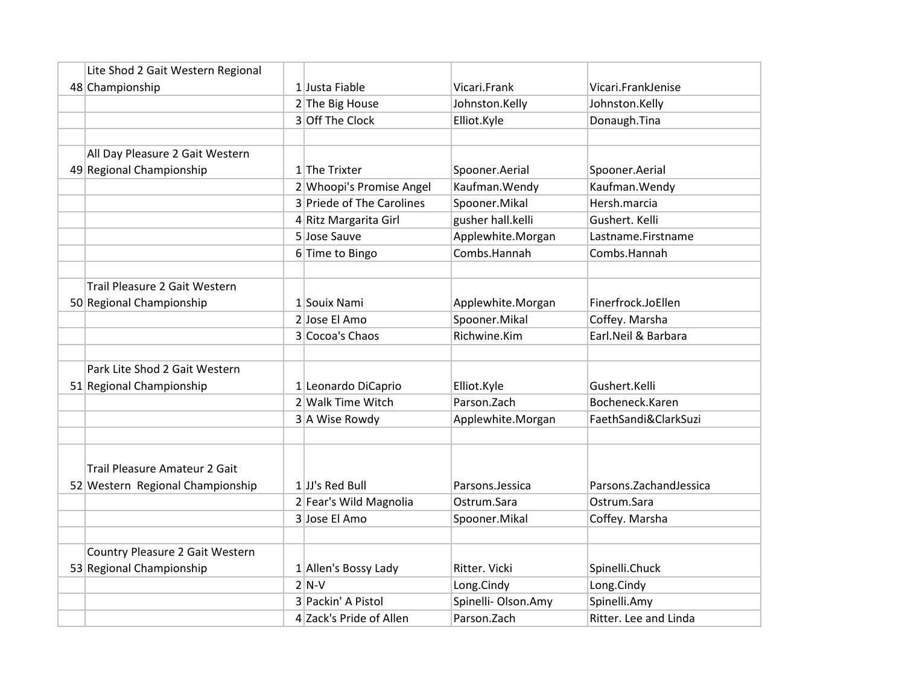| | | | | | |
|---|---|---|---|---|---|
| 48 | Lite Shod 2 Gait Western Regional Championship | 1 | Justa Fiable | Vicari.Frank | Vicari.FrankJenise |
| | | 2 | The Big House | Johnston.Kelly | Johnston.Kelly |
| | | 3 | Off The Clock | Elliot.Kyle | Donaugh.Tina |
| | | | | | |
| 49 | All Day Pleasure 2 Gait Western Regional Championship | 1 | The Trixter | Spooner.Aerial | Spooner.Aerial |
| | | 2 | Whoopi's Promise Angel | Kaufman.Wendy | Kaufman.Wendy |
| | | 3 | Priede of The Carolines | Spooner.Mikal | Hersh.marcia |
| | | 4 | Ritz Margarita Girl | gusher hall.kelli | Gushert. Kelli |
| | | 5 | Jose Sauve | Applewhite.Morgan | Lastname.Firstname |
| | | 6 | Time to Bingo | Combs.Hannah | Combs.Hannah |
| | | | | | |
| 50 | Trail Pleasure 2 Gait Western Regional Championship | 1 | Souix Nami | Applewhite.Morgan | Finerfrock.JoEllen |
| | | 2 | Jose El Amo | Spooner.Mikal | Coffey. Marsha |
| | | 3 | Cocoa's Chaos | Richwine.Kim | Earl.Neil & Barbara |
| | | | | | |
| 51 | Park Lite Shod 2 Gait Western Regional Championship | 1 | Leonardo DiCaprio | Elliot.Kyle | Gushert.Kelli |
| | | 2 | Walk Time Witch | Parson.Zach | Bocheneck.Karen |
| | | 3 | A Wise Rowdy | Applewhite.Morgan | FaethSandi&ClarkSuzi |
| | | | | | |
| 52 | Trail Pleasure Amateur 2 Gait Western Regional Championship | 1 | JJ's Red Bull | Parsons.Jessica | Parsons.ZachandJessica |
| | | 2 | Fear's Wild Magnolia | Ostrum.Sara | Ostrum.Sara |
| | | 3 | Jose El Amo | Spooner.Mikal | Coffey. Marsha |
| | | | | | |
| 53 | Country Pleasure 2 Gait Western Regional Championship | 1 | Allen's Bossy Lady | Ritter. Vicki | Spinelli.Chuck |
| | | 2 | N-V | Long.Cindy | Long.Cindy |
| | | 3 | Packin' A Pistol | Spinelli- Olson.Amy | Spinelli.Amy |
| | | 4 | Zack's Pride of Allen | Parson.Zach | Ritter. Lee and Linda |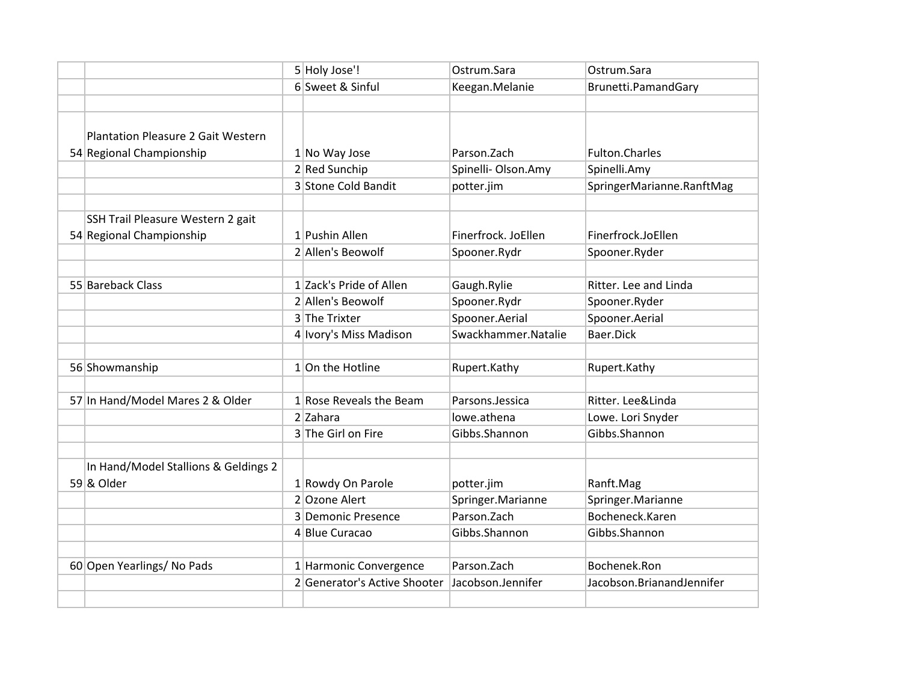| | | | | | |
|---|---|---|---|---|---|
| | | 5 | Holy Jose'! | Ostrum.Sara | Ostrum.Sara |
| | | 6 | Sweet & Sinful | Keegan.Melanie | Brunetti.PamandGary |
| | | | | | |
| 54 | Plantation Pleasure 2 Gait Western Regional Championship | 1 | No Way Jose | Parson.Zach | Fulton.Charles |
| | | 2 | Red Sunchip | Spinelli- Olson.Amy | Spinelli.Amy |
| | | 3 | Stone Cold Bandit | potter.jim | SpringerMarianne.RanftMag |
| | | | | | |
| 54 | SSH Trail Pleasure Western 2 gait Regional Championship | 1 | Pushin Allen | Finerfrock. JoEllen | Finerfrock.JoEllen |
| | | 2 | Allen's Beowolf | Spooner.Rydr | Spooner.Ryder |
| | | | | | |
| 55 | Bareback Class | 1 | Zack's Pride of Allen | Gaugh.Rylie | Ritter. Lee and Linda |
| | | 2 | Allen's Beowolf | Spooner.Rydr | Spooner.Ryder |
| | | 3 | The Trixter | Spooner.Aerial | Spooner.Aerial |
| | | 4 | Ivory's Miss Madison | Swackhammer.Natalie | Baer.Dick |
| | | | | | |
| 56 | Showmanship | 1 | On the Hotline | Rupert.Kathy | Rupert.Kathy |
| | | | | | |
| 57 | In Hand/Model Mares 2 & Older | 1 | Rose Reveals the Beam | Parsons.Jessica | Ritter. Lee&Linda |
| | | 2 | Zahara | lowe.athena | Lowe. Lori Snyder |
| | | 3 | The Girl on Fire | Gibbs.Shannon | Gibbs.Shannon |
| | | | | | |
| 59 | In Hand/Model Stallions & Geldings 2 & Older | 1 | Rowdy On Parole | potter.jim | Ranft.Mag |
| | | 2 | Ozone Alert | Springer.Marianne | Springer.Marianne |
| | | 3 | Demonic Presence | Parson.Zach | Bocheneck.Karen |
| | | 4 | Blue Curacao | Gibbs.Shannon | Gibbs.Shannon |
| | | | | | |
| 60 | Open Yearlings/ No Pads | 1 | Harmonic Convergence | Parson.Zach | Bochenek.Ron |
| | | 2 | Generator's Active Shooter | Jacobson.Jennifer | Jacobson.BrianandJennifer |
| | | | | | |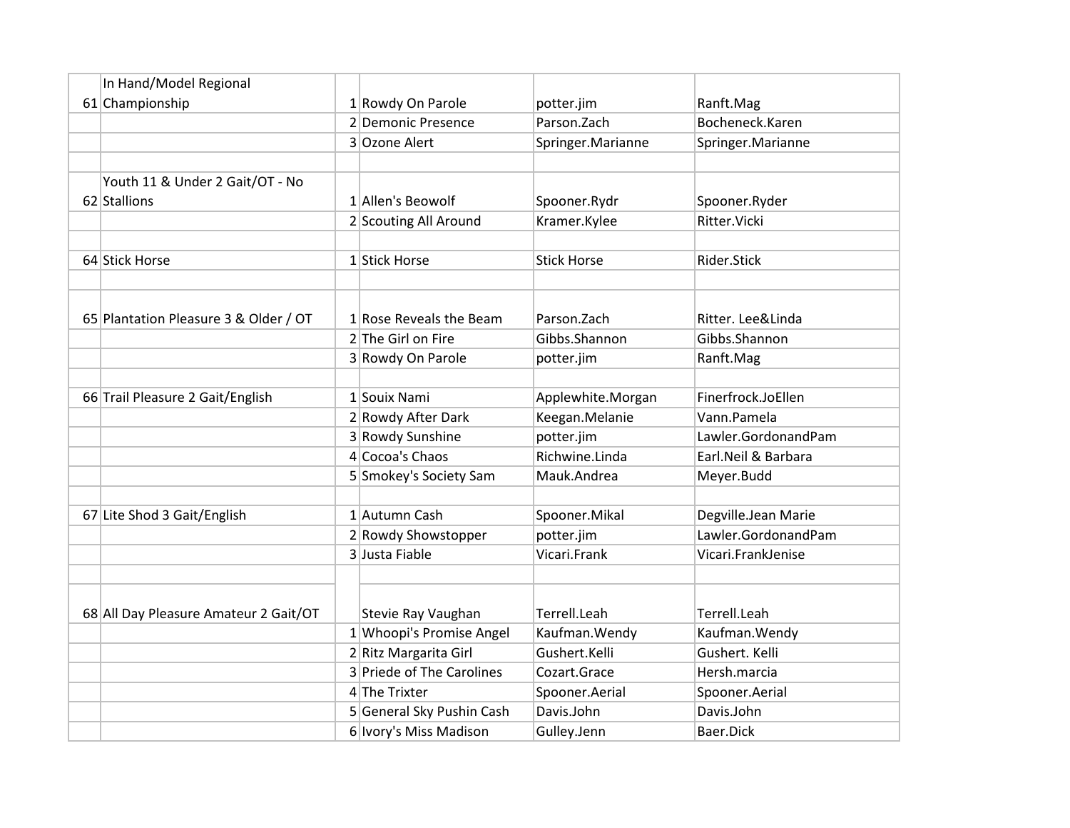| | | | | | |
|---|---|---|---|---|---|
| 61 | In Hand/Model Regional Championship | 1 | Rowdy On Parole | potter.jim | Ranft.Mag |
| | | 2 | Demonic Presence | Parson.Zach | Bocheneck.Karen |
| | | 3 | Ozone Alert | Springer.Marianne | Springer.Marianne |
| | | | | | |
| 62 | Youth 11 & Under 2 Gait/OT - No Stallions | 1 | Allen's Beowolf | Spooner.Rydr | Spooner.Ryder |
| | | 2 | Scouting All Around | Kramer.Kylee | Ritter.Vicki |
| | | | | | |
| 64 | Stick Horse | 1 | Stick Horse | Stick Horse | Rider.Stick |
| | | | | | |
| | | | | | |
| 65 | Plantation Pleasure 3 & Older / OT | 1 | Rose Reveals the Beam | Parson.Zach | Ritter. Lee&Linda |
| | | 2 | The Girl on Fire | Gibbs.Shannon | Gibbs.Shannon |
| | | 3 | Rowdy On Parole | potter.jim | Ranft.Mag |
| | | | | | |
| 66 | Trail Pleasure 2 Gait/English | 1 | Souix Nami | Applewhite.Morgan | Finerfrock.JoEllen |
| | | 2 | Rowdy After Dark | Keegan.Melanie | Vann.Pamela |
| | | 3 | Rowdy Sunshine | potter.jim | Lawler.GordonandPam |
| | | 4 | Cocoa's Chaos | Richwine.Linda | Earl.Neil & Barbara |
| | | 5 | Smokey's Society Sam | Mauk.Andrea | Meyer.Budd |
| | | | | | |
| 67 | Lite Shod 3 Gait/English | 1 | Autumn Cash | Spooner.Mikal | Degville.Jean Marie |
| | | 2 | Rowdy Showstopper | potter.jim | Lawler.GordonandPam |
| | | 3 | Justa Fiable | Vicari.Frank | Vicari.FrankJenise |
| | | | | | |
| 68 | All Day Pleasure Amateur 2 Gait/OT | | Stevie Ray Vaughan | Terrell.Leah | Terrell.Leah |
| | | 1 | Whoopi's Promise Angel | Kaufman.Wendy | Kaufman.Wendy |
| | | 2 | Ritz Margarita Girl | Gushert.Kelli | Gushert. Kelli |
| | | 3 | Priede of The Carolines | Cozart.Grace | Hersh.marcia |
| | | 4 | The Trixter | Spooner.Aerial | Spooner.Aerial |
| | | 5 | General Sky Pushin Cash | Davis.John | Davis.John |
| | | 6 | Ivory's Miss Madison | Gulley.Jenn | Baer.Dick |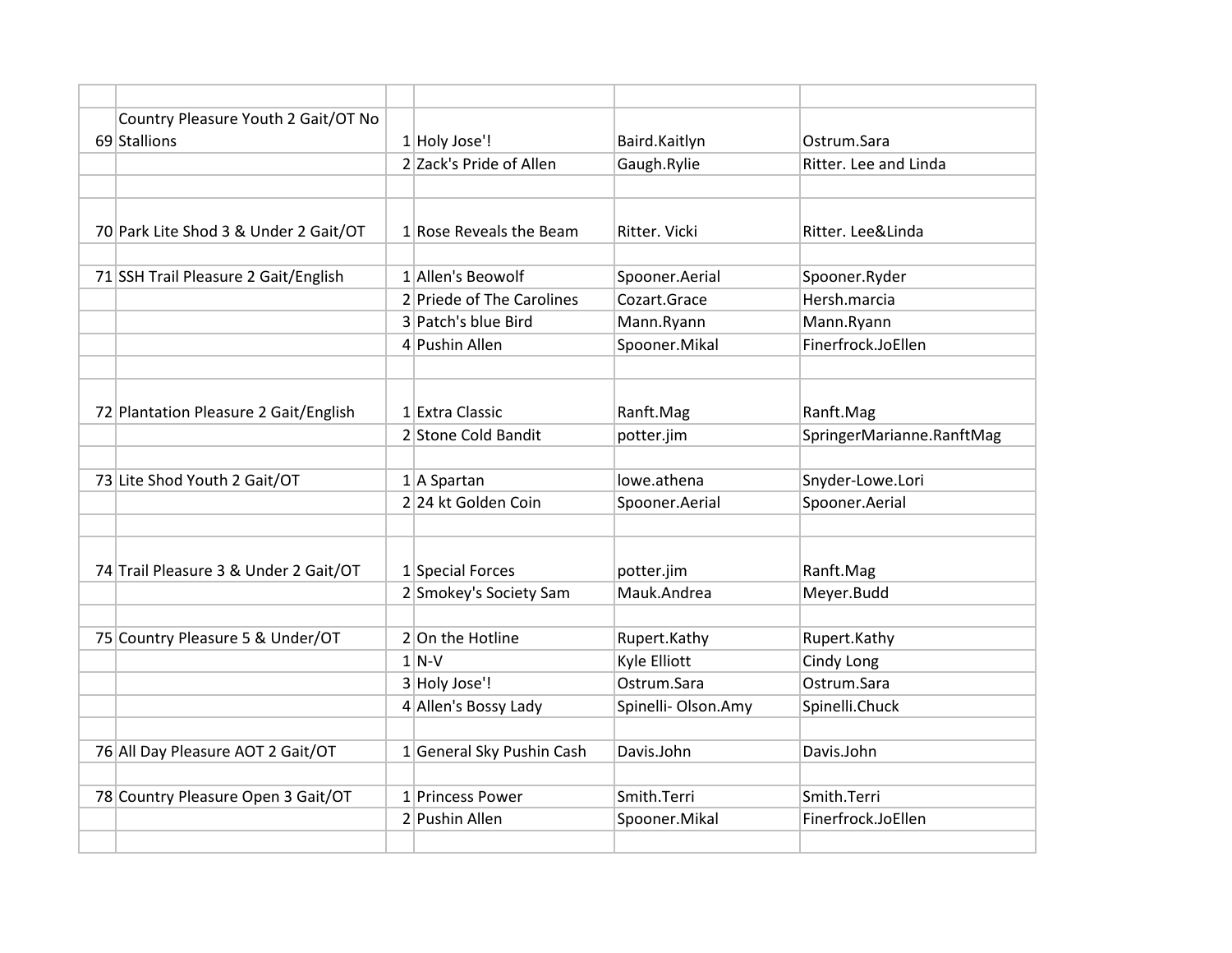| | | | | | |
|---|---|---|---|---|---|
| 69 | Country Pleasure Youth 2 Gait/OT No Stallions | 1 | Holy Jose'! | Baird.Kaitlyn | Ostrum.Sara |
| | | 2 | Zack's Pride of Allen | Gaugh.Rylie | Ritter. Lee and Linda |
| | | | | | |
| 70 | Park Lite Shod 3 & Under 2 Gait/OT | 1 | Rose Reveals the Beam | Ritter. Vicki | Ritter. Lee&Linda |
| | | | | | |
| 71 | SSH Trail Pleasure 2 Gait/English | 1 | Allen's Beowolf | Spooner.Aerial | Spooner.Ryder |
| | | 2 | Priede of The Carolines | Cozart.Grace | Hersh.marcia |
| | | 3 | Patch's blue Bird | Mann.Ryann | Mann.Ryann |
| | | 4 | Pushin Allen | Spooner.Mikal | Finerfrock.JoEllen |
| | | | | | |
| 72 | Plantation Pleasure 2 Gait/English | 1 | Extra Classic | Ranft.Mag | Ranft.Mag |
| | | 2 | Stone Cold Bandit | potter.jim | SpringerMarianne.RanftMag |
| | | | | | |
| 73 | Lite Shod Youth 2 Gait/OT | 1 | A Spartan | lowe.athena | Snyder-Lowe.Lori |
| | | 2 | 24 kt Golden Coin | Spooner.Aerial | Spooner.Aerial |
| | | | | | |
| 74 | Trail Pleasure 3 & Under 2 Gait/OT | 1 | Special Forces | potter.jim | Ranft.Mag |
| | | 2 | Smokey's Society Sam | Mauk.Andrea | Meyer.Budd |
| | | | | | |
| 75 | Country Pleasure 5 & Under/OT | 2 | On the Hotline | Rupert.Kathy | Rupert.Kathy |
| | | 1 | N-V | Kyle Elliott | Cindy Long |
| | | 3 | Holy Jose'! | Ostrum.Sara | Ostrum.Sara |
| | | 4 | Allen's Bossy Lady | Spinelli- Olson.Amy | Spinelli.Chuck |
| | | | | | |
| 76 | All Day Pleasure AOT 2 Gait/OT | 1 | General Sky Pushin Cash | Davis.John | Davis.John |
| | | | | | |
| 78 | Country Pleasure Open 3 Gait/OT | 1 | Princess Power | Smith.Terri | Smith.Terri |
| | | 2 | Pushin Allen | Spooner.Mikal | Finerfrock.JoEllen |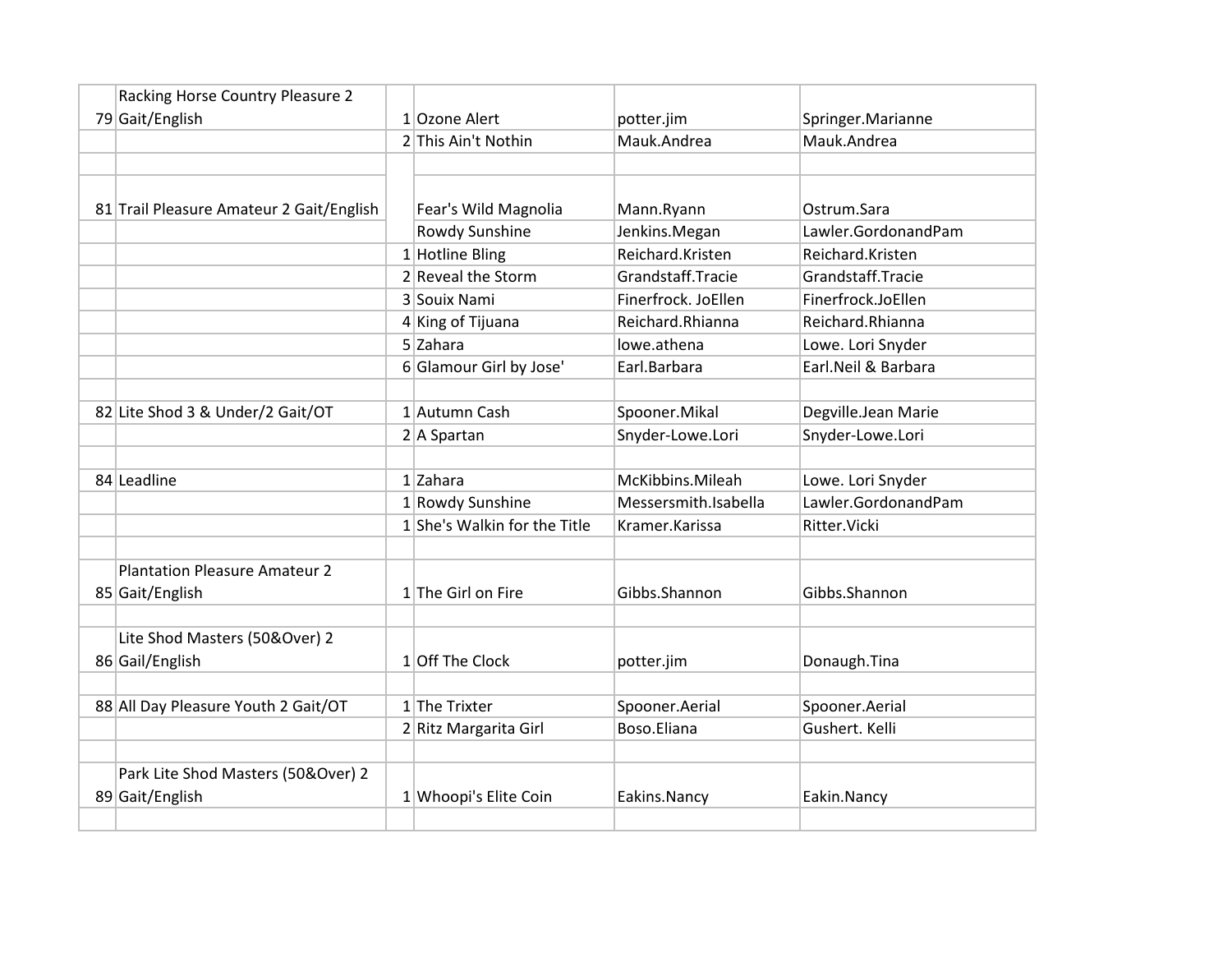| | | | | | |
|---|---|---|---|---|---|
| 79 | Racking Horse Country Pleasure 2 Gait/English | 1 | Ozone Alert | potter.jim | Springer.Marianne |
| | | 2 | This Ain't Nothin | Mauk.Andrea | Mauk.Andrea |
| | | | | | |
| 81 | Trail Pleasure Amateur 2 Gait/English | | Fear's Wild Magnolia | Mann.Ryann | Ostrum.Sara |
| | | | Rowdy Sunshine | Jenkins.Megan | Lawler.GordonandPam |
| | | 1 | Hotline Bling | Reichard.Kristen | Reichard.Kristen |
| | | 2 | Reveal the Storm | Grandstaff.Tracie | Grandstaff.Tracie |
| | | 3 | Souix Nami | Finerfrock. JoEllen | Finerfrock.JoEllen |
| | | 4 | King of Tijuana | Reichard.Rhianna | Reichard.Rhianna |
| | | 5 | Zahara | lowe.athena | Lowe. Lori Snyder |
| | | 6 | Glamour Girl by Jose' | Earl.Barbara | Earl.Neil & Barbara |
| | | | | | |
| 82 | Lite Shod 3 & Under/2 Gait/OT | 1 | Autumn Cash | Spooner.Mikal | Degville.Jean Marie |
| | | 2 | A Spartan | Snyder-Lowe.Lori | Snyder-Lowe.Lori |
| | | | | | |
| 84 | Leadline | 1 | Zahara | McKibbins.Mileah | Lowe. Lori Snyder |
| | | 1 | Rowdy Sunshine | Messersmith.Isabella | Lawler.GordonandPam |
| | | 1 | She's Walkin for the Title | Kramer.Karissa | Ritter.Vicki |
| | | | | | |
| 85 | Plantation Pleasure Amateur 2 Gait/English | 1 | The Girl on Fire | Gibbs.Shannon | Gibbs.Shannon |
| | | | | | |
| 86 | Lite Shod Masters (50&Over) 2 Gail/English | 1 | Off The Clock | potter.jim | Donaugh.Tina |
| | | | | | |
| 88 | All Day Pleasure Youth 2 Gait/OT | 1 | The Trixter | Spooner.Aerial | Spooner.Aerial |
| | | 2 | Ritz Margarita Girl | Boso.Eliana | Gushert. Kelli |
| | | | | | |
| 89 | Park Lite Shod Masters (50&Over) 2 Gait/English | 1 | Whoopi's Elite Coin | Eakins.Nancy | Eakin.Nancy |
| | | | | | |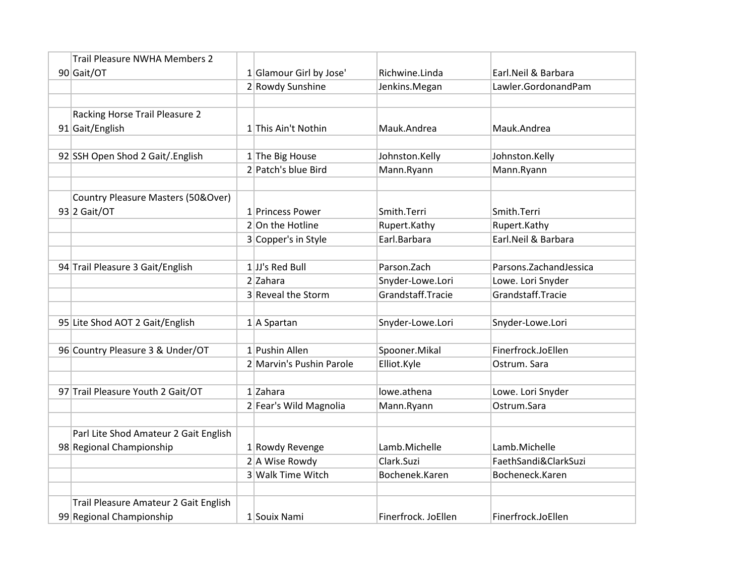| | | | | | |
|---|---|---|---|---|---|
| 90 | Trail Pleasure NWHA Members 2 Gait/OT | 1 | Glamour Girl by Jose' | Richwine.Linda | Earl.Neil & Barbara |
| | | 2 | Rowdy Sunshine | Jenkins.Megan | Lawler.GordonandPam |
| | | | | | |
| 91 | Racking Horse Trail Pleasure 2 Gait/English | 1 | This Ain't Nothin | Mauk.Andrea | Mauk.Andrea |
| | | | | | |
| 92 | SSH Open Shod 2 Gait/.English | 1 | The Big House | Johnston.Kelly | Johnston.Kelly |
| | | 2 | Patch's blue Bird | Mann.Ryann | Mann.Ryann |
| | | | | | |
| 93 | Country Pleasure Masters (50&Over) 2 Gait/OT | 1 | Princess Power | Smith.Terri | Smith.Terri |
| | | 2 | On the Hotline | Rupert.Kathy | Rupert.Kathy |
| | | 3 | Copper's in Style | Earl.Barbara | Earl.Neil & Barbara |
| | | | | | |
| 94 | Trail Pleasure 3 Gait/English | 1 | JJ's Red Bull | Parson.Zach | Parsons.ZachandJessica |
| | | 2 | Zahara | Snyder-Lowe.Lori | Lowe. Lori Snyder |
| | | 3 | Reveal the Storm | Grandstaff.Tracie | Grandstaff.Tracie |
| | | | | | |
| 95 | Lite Shod AOT 2 Gait/English | 1 | A Spartan | Snyder-Lowe.Lori | Snyder-Lowe.Lori |
| | | | | | |
| 96 | Country Pleasure 3 & Under/OT | 1 | Pushin Allen | Spooner.Mikal | Finerfrock.JoEllen |
| | | 2 | Marvin's Pushin Parole | Elliot.Kyle | Ostrum. Sara |
| | | | | | |
| 97 | Trail Pleasure Youth 2 Gait/OT | 1 | Zahara | lowe.athena | Lowe. Lori Snyder |
| | | 2 | Fear's Wild Magnolia | Mann.Ryann | Ostrum.Sara |
| | | | | | |
| 98 | Parl Lite Shod Amateur 2 Gait English Regional Championship | 1 | Rowdy Revenge | Lamb.Michelle | Lamb.Michelle |
| | | 2 | A Wise Rowdy | Clark.Suzi | FaethSandi&ClarkSuzi |
| | | 3 | Walk Time Witch | Bochenek.Karen | Bocheneck.Karen |
| | | | | | |
| 99 | Trail Pleasure Amateur 2 Gait English Regional Championship | 1 | Souix Nami | Finerfrock. JoEllen | Finerfrock.JoEllen |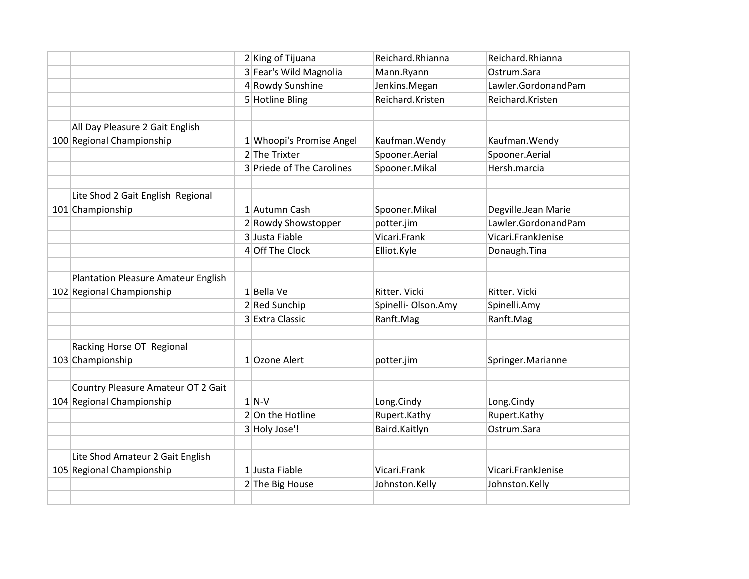| | | | | | |
|---|---|---|---|---|---|
| | | 2 | King of Tijuana | Reichard.Rhianna | Reichard.Rhianna |
| | | 3 | Fear's Wild Magnolia | Mann.Ryann | Ostrum.Sara |
| | | 4 | Rowdy Sunshine | Jenkins.Megan | Lawler.GordonandPam |
| | | 5 | Hotline Bling | Reichard.Kristen | Reichard.Kristen |
| | | | | | |
| 100 | All Day Pleasure 2 Gait English Regional Championship | 1 | Whoopi's Promise Angel | Kaufman.Wendy | Kaufman.Wendy |
| | | 2 | The Trixter | Spooner.Aerial | Spooner.Aerial |
| | | 3 | Priede of The Carolines | Spooner.Mikal | Hersh.marcia |
| | | | | | |
| 101 | Lite Shod 2 Gait English Regional Championship | 1 | Autumn Cash | Spooner.Mikal | Degville.Jean Marie |
| | | 2 | Rowdy Showstopper | potter.jim | Lawler.GordonandPam |
| | | 3 | Justa Fiable | Vicari.Frank | Vicari.FrankJenise |
| | | 4 | Off The Clock | Elliot.Kyle | Donaugh.Tina |
| | | | | | |
| 102 | Plantation Pleasure Amateur English Regional Championship | 1 | Bella Ve | Ritter. Vicki | Ritter. Vicki |
| | | 2 | Red Sunchip | Spinelli- Olson.Amy | Spinelli.Amy |
| | | 3 | Extra Classic | Ranft.Mag | Ranft.Mag |
| | | | | | |
| 103 | Racking Horse OT Regional Championship | 1 | Ozone Alert | potter.jim | Springer.Marianne |
| | | | | | |
| 104 | Country Pleasure Amateur OT 2 Gait Regional Championship | 1 | N-V | Long.Cindy | Long.Cindy |
| | | 2 | On the Hotline | Rupert.Kathy | Rupert.Kathy |
| | | 3 | Holy Jose'! | Baird.Kaitlyn | Ostrum.Sara |
| | | | | | |
| 105 | Lite Shod Amateur 2 Gait English Regional Championship | 1 | Justa Fiable | Vicari.Frank | Vicari.FrankJenise |
| | | 2 | The Big House | Johnston.Kelly | Johnston.Kelly |
| | | | | | |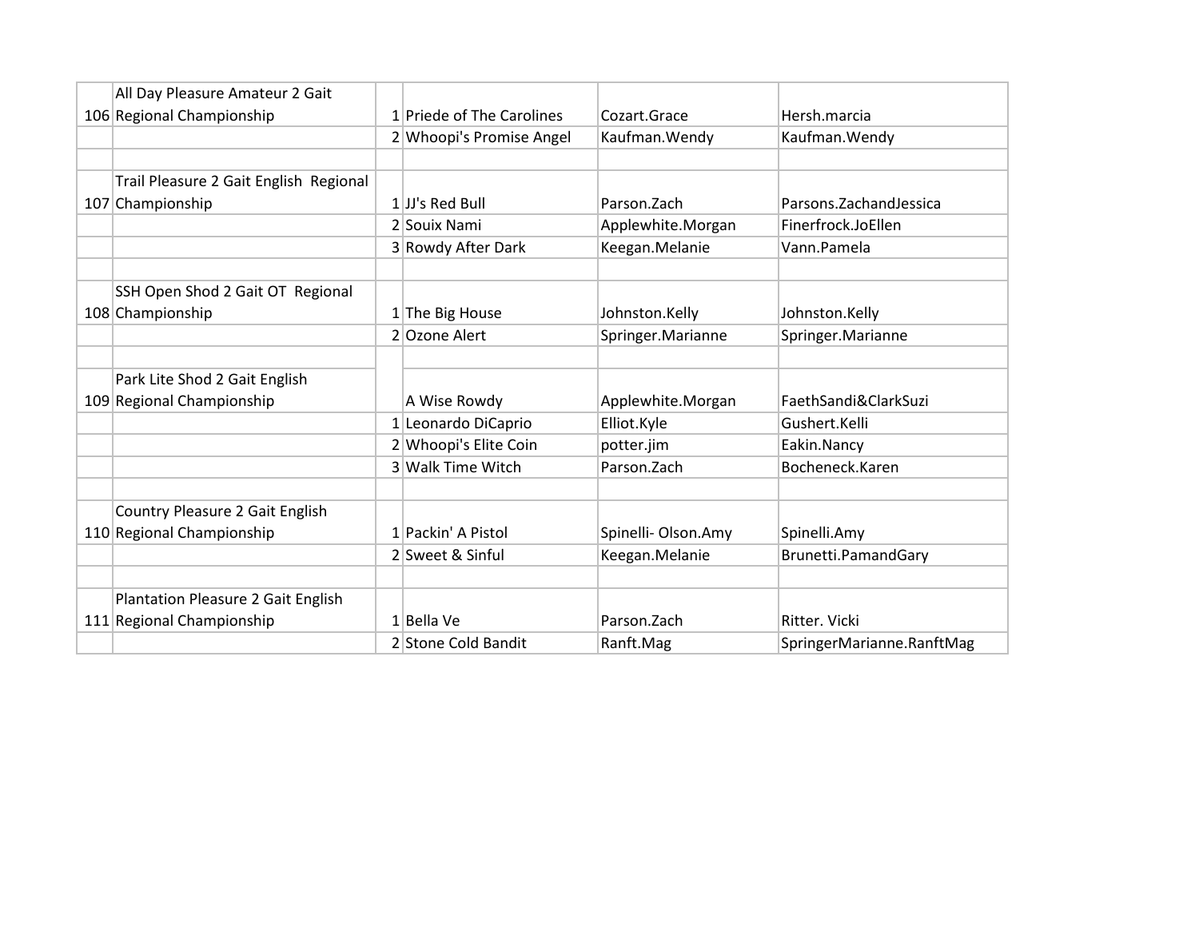| | | | | | |
|---|---|---|---|---|---|
| 106 | All Day Pleasure Amateur 2 Gait Regional Championship | 1 | Priede of The Carolines | Cozart.Grace | Hersh.marcia |
| | | 2 | Whoopi's Promise Angel | Kaufman.Wendy | Kaufman.Wendy |
| | | | | | |
| 107 | Trail Pleasure 2 Gait English Regional Championship | 1 | JJ's Red Bull | Parson.Zach | Parsons.ZachandJessica |
| | | 2 | Souix Nami | Applewhite.Morgan | Finerfrock.JoEllen |
| | | 3 | Rowdy After Dark | Keegan.Melanie | Vann.Pamela |
| | | | | | |
| 108 | SSH Open Shod 2 Gait OT Regional Championship | 1 | The Big House | Johnston.Kelly | Johnston.Kelly |
| | | 2 | Ozone Alert | Springer.Marianne | Springer.Marianne |
| | | | | | |
| 109 | Park Lite Shod 2 Gait English Regional Championship | | A Wise Rowdy | Applewhite.Morgan | FaethSandi&ClarkSuzi |
| | | 1 | Leonardo DiCaprio | Elliot.Kyle | Gushert.Kelli |
| | | 2 | Whoopi's Elite Coin | potter.jim | Eakin.Nancy |
| | | 3 | Walk Time Witch | Parson.Zach | Bocheneck.Karen |
| | | | | | |
| 110 | Country Pleasure 2 Gait English Regional Championship | 1 | Packin' A Pistol | Spinelli- Olson.Amy | Spinelli.Amy |
| | | 2 | Sweet & Sinful | Keegan.Melanie | Brunetti.PamandGary |
| | | | | | |
| 111 | Plantation Pleasure 2 Gait English Regional Championship | 1 | Bella Ve | Parson.Zach | Ritter. Vicki |
| | | 2 | Stone Cold Bandit | Ranft.Mag | SpringerMarianne.RanftMag |